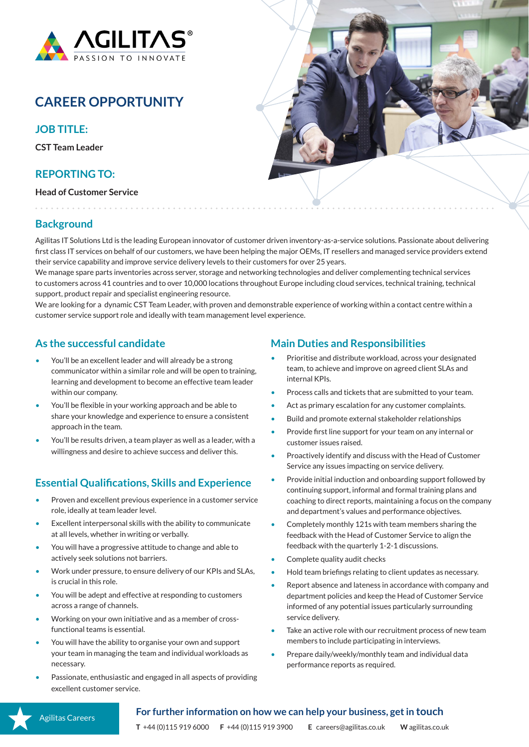AGILITAS®
PASSION TO INNOVATE

# CAREER OPPORTUNITY

## JOB TITLE:

CST Team Leader

## REPORTING TO:

Head of Customer Service

## Background

Agilitas IT Solutions Ltd is the leading European innovator of customer driven inventory-as-a-service solutions. Passionate about delivering first class IT services on behalf of our customers, we have been helping the major OEMs, IT resellers and managed service providers extend their service capability and improve service delivery levels to their customers for over 25 years.

We manage spare parts inventories across server, storage and networking technologies and deliver complementing technical services to customers across 41 countries and to over 10,000 locations throughout Europe including cloud services, technical training, technical support, product repair and specialist engineering resource.

We are looking for a dynamic CST Team Leader, with proven and demonstrable experience of working within a contact centre within a customer service support role and ideally with team management level experience.

## As the successful candidate

- You'll be an excellent leader and will already be a strong communicator within a similar role and will be open to training, learning and development to become an effective team leader within our company.
- You'll be flexible in your working approach and be able to share your knowledge and experience to ensure a consistent approach in the team.
- You'll be results driven, a team player as well as a leader, with a willingness and desire to achieve success and deliver this.

## Essential Qualifications, Skills and Experience

- Proven and excellent previous experience in a customer service role, ideally at team leader level.
- Excellent interpersonal skills with the ability to communicate at all levels, whether in writing or verbally.
- You will have a progressive attitude to change and able to actively seek solutions not barriers.
- Work under pressure, to ensure delivery of our KPIs and SLAs, is crucial in this role.
- You will be adept and effective at responding to customers across a range of channels.
- Working on your own initiative and as a member of cross-functional teams is essential.
- You will have the ability to organise your own and support your team in managing the team and individual workloads as necessary.
- Passionate, enthusiastic and engaged in all aspects of providing excellent customer service.

## Main Duties and Responsibilities

- Prioritise and distribute workload, across your designated team, to achieve and improve on agreed client SLAs and internal KPIs.
- Process calls and tickets that are submitted to your team.
- Act as primary escalation for any customer complaints.
- Build and promote external stakeholder relationships
- Provide first line support for your team on any internal or customer issues raised.
- Proactively identify and discuss with the Head of Customer Service any issues impacting on service delivery.
- Provide initial induction and onboarding support followed by continuing support, informal and formal training plans and coaching to direct reports, maintaining a focus on the company and department's values and performance objectives.
- Completely monthly 121s with team members sharing the feedback with the Head of Customer Service to align the feedback with the quarterly 1-2-1 discussions.
- Complete quality audit checks
- Hold team briefings relating to client updates as necessary.
- Report absence and lateness in accordance with company and department policies and keep the Head of Customer Service informed of any potential issues particularly surrounding service delivery.
- Take an active role with our recruitment process of new team members to include participating in interviews.
- Prepare daily/weekly/monthly team and individual data performance reports as required.

Agilitas Careers

**For further information on how we can help your business, get in touch**

**T** +44 (0)115 919 6000 **F** +44 (0)115 919 3900 **E** careers@agilitas.co.uk **W** agilitas.co.uk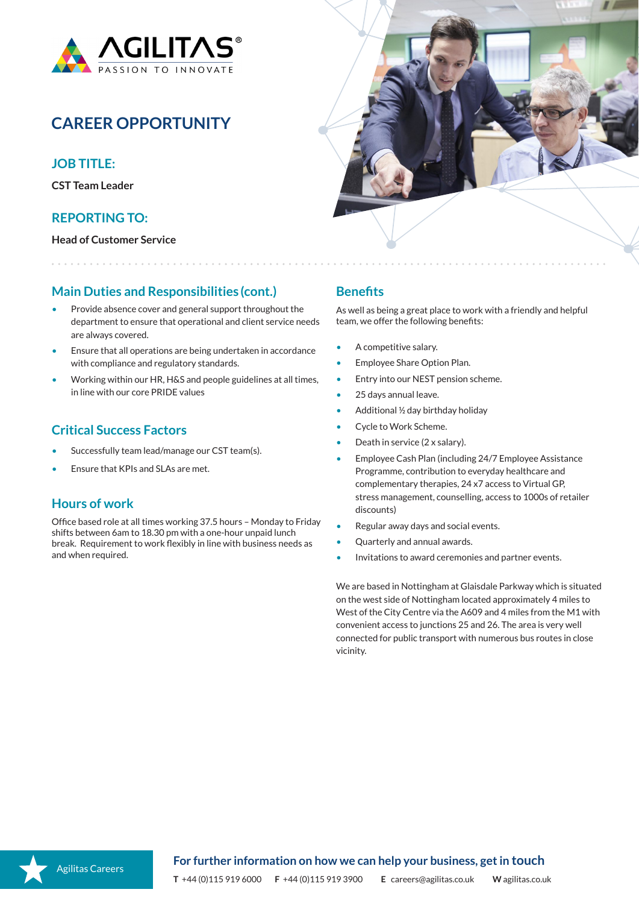AGILITAS®
PASSION TO INNOVATE

# CAREER OPPORTUNITY

## JOB TITLE:

CST Team Leader

## REPORTING TO:

Head of Customer Service

## Main Duties and Responsibilities (cont.)

- Provide absence cover and general support throughout the department to ensure that operational and client service needs are always covered.
- Ensure that all operations are being undertaken in accordance with compliance and regulatory standards.
- Working within our HR, H&S and people guidelines at all times, in line with our core PRIDE values

## Critical Success Factors

- Successfully team lead/manage our CST team(s).
- Ensure that KPIs and SLAs are met.

## Hours of work

Office based role at all times working 37.5 hours – Monday to Friday shifts between 6am to 18.30 pm with a one-hour unpaid lunch break. Requirement to work flexibly in line with business needs as and when required.

## Benefits

As well as being a great place to work with a friendly and helpful team, we offer the following benefits:

- A competitive salary.
- Employee Share Option Plan.
- Entry into our NEST pension scheme.
- 25 days annual leave.
- Additional ½ day birthday holiday
- Cycle to Work Scheme.
- Death in service (2 x salary).
- Employee Cash Plan (including 24/7 Employee Assistance Programme, contribution to everyday healthcare and complementary therapies, 24 x7 access to Virtual GP, stress management, counselling, access to 1000s of retailer discounts)
- Regular away days and social events.
- Quarterly and annual awards.
- Invitations to award ceremonies and partner events.

We are based in Nottingham at Glaisdale Parkway which is situated on the west side of Nottingham located approximately 4 miles to West of the City Centre via the A609 and 4 miles from the M1 with convenient access to junctions 25 and 26. The area is very well connected for public transport with numerous bus routes in close vicinity.

Agilitas Careers

**For further information on how we can help your business, get in touch**

**T** +44 (0)115 919 6000 **F** +44 (0)115 919 3900 **E** careers@agilitas.co.uk **W** agilitas.co.uk